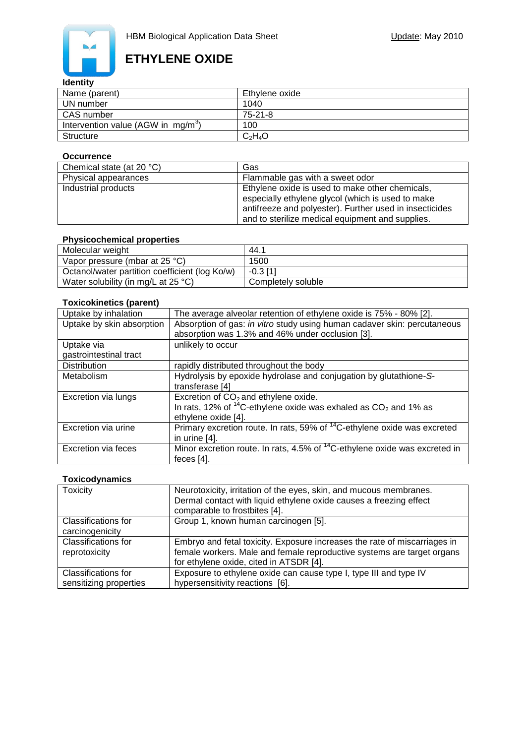HBM Biological Application Data Sheet

Update: May 2010

# ETHYLENE OXIDE

### Identity

| Name (parent) | Ethylene oxide |
|---|---|
| UN number | 1040 |
| CAS number | 75-21-8 |
| Intervention value (AGW in mg/m$^3$) | 100 |
| Structure | $C_2H_4O$ |

### Occurrence

| Chemical state (at 20 °C) | Gas |
|---|---|
| Physical appearances | Flammable gas with a sweet odor |
| Industrial products | Ethylene oxide is used to make other chemicals, especially ethylene glycol (which is used to make antifreeze and polyester). Further used in insecticides and to sterilize medical equipment and supplies. |

### Physicochemical properties

| Molecular weight | 44.1 |
|---|---|
| Vapor pressure (mbar at 25 °C) | 1500 |
| Octanol/water partition coefficient (log Ko/w) | -0.3 [1] |
| Water solubility (in mg/L at 25 °C) | Completely soluble |

### Toxicokinetics (parent)

| Uptake by inhalation | The average alveolar retention of ethylene oxide is 75% - 80% [2]. |
|---|---|
| Uptake by skin absorption | Absorption of gas: *in vitro* study using human cadaver skin: percutaneous absorption was 1.3% and 46% under occlusion [3]. |
| Uptake via gastrointestinal tract | unlikely to occur |
| Distribution | rapidly distributed throughout the body |
| Metabolism | Hydrolysis by epoxide hydrolase and conjugation by glutathione-*S*-transferase [4] |
| Excretion via lungs | Excretion of $CO_2$ and ethylene oxide. In rats, 12% of $^{14}$C-ethylene oxide was exhaled as $CO_2$ and 1% as ethylene oxide [4]. |
| Excretion via urine | Primary excretion route. In rats, 59% of $^{14}$C-ethylene oxide was excreted in urine [4]. |
| Excretion via feces | Minor excretion route. In rats, 4.5% of $^{14}$C-ethylene oxide was excreted in feces [4]. |

### Toxicodynamics

| Toxicity | Neurotoxicity, irritation of the eyes, skin, and mucous membranes. Dermal contact with liquid ethylene oxide causes a freezing effect comparable to frostbites [4]. |
|---|---|
| Classifications for carcinogenicity | Group 1, known human carcinogen [5]. |
| Classifications for reprotoxicity | Embryo and fetal toxicity. Exposure increases the rate of miscarriages in female workers. Male and female reproductive systems are target organs for ethylene oxide, cited in ATSDR [4]. |
| Classifications for sensitizing properties | Exposure to ethylene oxide can cause type I, type III and type IV hypersensitivity reactions [6]. |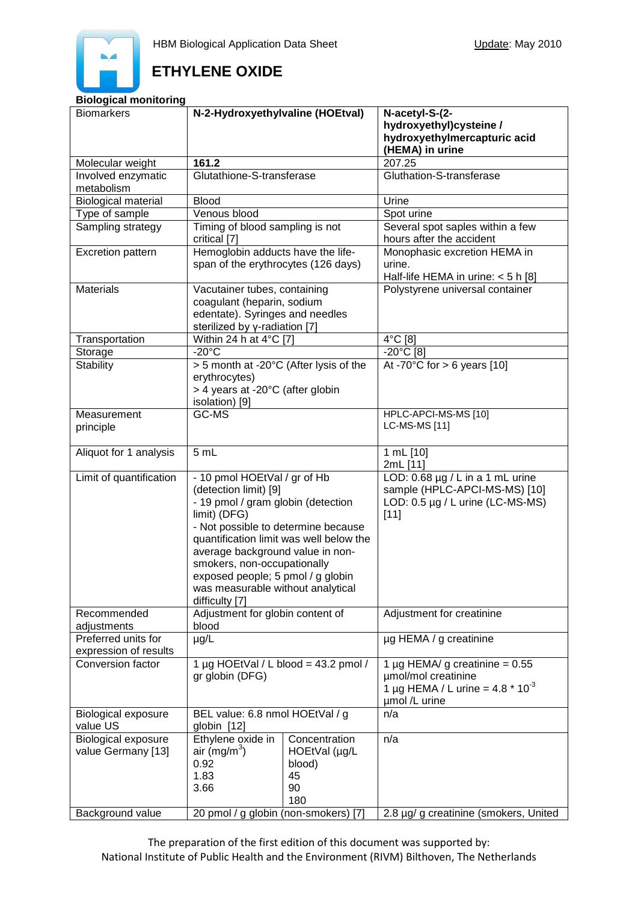# ETHYLENE OXIDE

HBM Biological Application Data Sheet — Update: May 2010

**Biological monitoring**

| Biomarkers | **N-2-Hydroxyethylvaline (HOEtval)** | | **N-acetyl-S-(2-hydroxyethyl)cysteine / hydroxyethylmercapturic acid (HEMA) in urine** |
|---|---|---|---|
| Molecular weight | **161.2** | | 207.25 |
| Involved enzymatic metabolism | Glutathione-S-transferase | | Gluthation-S-transferase |
| Biological material | Blood | | Urine |
| Type of sample | Venous blood | | Spot urine |
| Sampling strategy | Timing of blood sampling is not critical [7] | | Several spot saples within a few hours after the accident |
| Excretion pattern | Hemoglobin adducts have the life-span of the erythrocytes (126 days) | | Monophasic excretion HEMA in urine. Half-life HEMA in urine: < 5 h [8] |
| Materials | Vacutainer tubes, containing coagulant (heparin, sodium edentate). Syringes and needles sterilized by γ-radiation [7] | | Polystyrene universal container |
| Transportation | Within 24 h at 4°C [7] | | 4°C [8] |
| Storage | -20°C | | -20°C [8] |
| Stability | > 5 month at -20°C (After lysis of the erythrocytes) > 4 years at -20°C (after globin isolation) [9] | | At -70°C for > 6 years [10] |
| Measurement principle | GC-MS | | HPLC-APCI-MS-MS [10] LC-MS-MS [11] |
| Aliquot for 1 analysis | 5 mL | | 1 mL [10] 2mL [11] |
| Limit of quantification | - 10 pmol HOEtVal / gr of Hb (detection limit) [9] - 19 pmol / gram globin (detection limit) (DFG) - Not possible to determine because quantification limit was well below the average background value in non-smokers, non-occupationally exposed people; 5 pmol / g globin was measurable without analytical difficulty [7] | | LOD: 0.68 µg / L in a 1 mL urine sample (HPLC-APCI-MS-MS) [10] LOD: 0.5 µg / L urine (LC-MS-MS) [11] |
| Recommended adjustments | Adjustment for globin content of blood | | Adjustment for creatinine |
| Preferred units for expression of results | µg/L | | µg HEMA / g creatinine |
| Conversion factor | 1 µg HOEtVal / L blood = 43.2 pmol / gr globin (DFG) | | 1 µg HEMA/ g creatinine = 0.55 µmol/mol creatinine 1 µg HEMA / L urine = $4.8 * 10^{-3}$ µmol /L urine |
| Biological exposure value US | BEL value: 6.8 nmol HOEtVal / g globin [12] | | n/a |
| Biological exposure value Germany [13] | Ethylene oxide in air (mg/m$^3$) 0.92 1.83 3.66 | Concentration HOEtVal (µg/L blood) 45 90 180 | n/a |
| Background value | 20 pmol / g globin (non-smokers) [7] | | 2.8 µg/ g creatinine (smokers, United |

The preparation of the first edition of this document was supported by:
National Institute of Public Health and the Environment (RIVM) Bilthoven, The Netherlands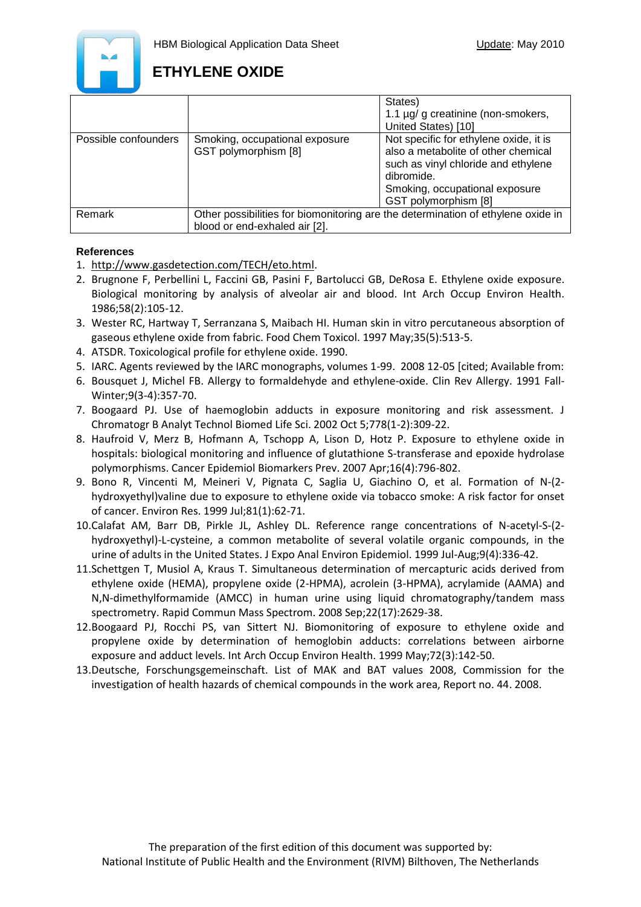| | | |
|---|---|---|
| | | States)<br>1.1 µg/ g creatinine (non-smokers, United States) [10] |
| Possible confounders | Smoking, occupational exposure<br>GST polymorphism [8] | Not specific for ethylene oxide, it is also a metabolite of other chemical such as vinyl chloride and ethylene dibromide.<br>Smoking, occupational exposure<br>GST polymorphism [8] |
| Remark | Other possibilities for biomonitoring are the determination of ethylene oxide in blood or end-exhaled air [2]. | |

**References**

1. http://www.gasdetection.com/TECH/eto.html.
2. Brugnone F, Perbellini L, Faccini GB, Pasini F, Bartolucci GB, DeRosa E. Ethylene oxide exposure. Biological monitoring by analysis of alveolar air and blood. Int Arch Occup Environ Health. 1986;58(2):105-12.
3. Wester RC, Hartway T, Serranzana S, Maibach HI. Human skin in vitro percutaneous absorption of gaseous ethylene oxide from fabric. Food Chem Toxicol. 1997 May;35(5):513-5.
4. ATSDR. Toxicological profile for ethylene oxide. 1990.
5. IARC. Agents reviewed by the IARC monographs, volumes 1-99. 2008 12-05 [cited; Available from:
6. Bousquet J, Michel FB. Allergy to formaldehyde and ethylene-oxide. Clin Rev Allergy. 1991 Fall-Winter;9(3-4):357-70.
7. Boogaard PJ. Use of haemoglobin adducts in exposure monitoring and risk assessment. J Chromatogr B Analyt Technol Biomed Life Sci. 2002 Oct 5;778(1-2):309-22.
8. Haufroid V, Merz B, Hofmann A, Tschopp A, Lison D, Hotz P. Exposure to ethylene oxide in hospitals: biological monitoring and influence of glutathione S-transferase and epoxide hydrolase polymorphisms. Cancer Epidemiol Biomarkers Prev. 2007 Apr;16(4):796-802.
9. Bono R, Vincenti M, Meineri V, Pignata C, Saglia U, Giachino O, et al. Formation of N-(2-hydroxyethyl)valine due to exposure to ethylene oxide via tobacco smoke: A risk factor for onset of cancer. Environ Res. 1999 Jul;81(1):62-71.
10. Calafat AM, Barr DB, Pirkle JL, Ashley DL. Reference range concentrations of N-acetyl-S-(2-hydroxyethyl)-L-cysteine, a common metabolite of several volatile organic compounds, in the urine of adults in the United States. J Expo Anal Environ Epidemiol. 1999 Jul-Aug;9(4):336-42.
11. Schettgen T, Musiol A, Kraus T. Simultaneous determination of mercapturic acids derived from ethylene oxide (HEMA), propylene oxide (2-HPMA), acrolein (3-HPMA), acrylamide (AAMA) and N,N-dimethylformamide (AMCC) in human urine using liquid chromatography/tandem mass spectrometry. Rapid Commun Mass Spectrom. 2008 Sep;22(17):2629-38.
12. Boogaard PJ, Rocchi PS, van Sittert NJ. Biomonitoring of exposure to ethylene oxide and propylene oxide by determination of hemoglobin adducts: correlations between airborne exposure and adduct levels. Int Arch Occup Environ Health. 1999 May;72(3):142-50.
13. Deutsche, Forschungsgemeinschaft. List of MAK and BAT values 2008, Commission for the investigation of health hazards of chemical compounds in the work area, Report no. 44. 2008.

The preparation of the first edition of this document was supported by:
National Institute of Public Health and the Environment (RIVM) Bilthoven, The Netherlands